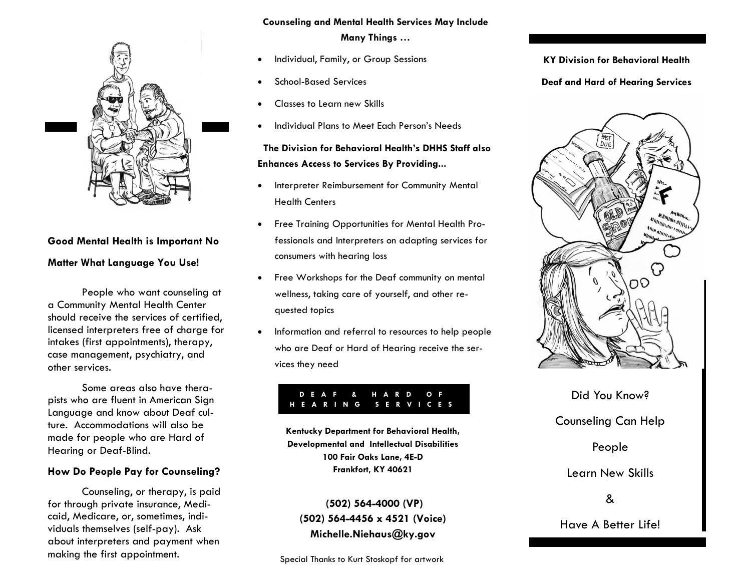## Good Mental Health is Important No Matter What Language You Use!

People who want counseling at a Community Mental Health Center should receive the services of certified, licensed interpreters free of charge for intakes (first appointments), therapy, case management, psychiatry, and other services.

Some areas also have therapists who are fluent in American Sign Language and know about Deaf culture. Accommodations will also be made for people who are Hard of Hearing or Deaf-Blind.

### How Do People Pay for Counseling?

Counseling, or therapy, is paid for through private insurance, Medicaid, Medicare, or, sometimes, individuals themselves (self-pay). Ask about interpreters and payment when making the first appointment.

**Counseling and Mental Health Services May Include Many Things …**

- Individual, Family, or Group Sessions
- School-Based Services
- Classes to Learn new Skills
- Individual Plans to Meet Each Person's Needs

**The Division for Behavioral Health's DHHS Staff also Enhances Access to Services By Providing...**

- Interpreter Reimbursement for Community Mental Health Centers
- Free Training Opportunities for Mental Health Professionals and Interpreters on adapting services for consumers with hearing loss
- Free Workshops for the Deaf community on mental wellness, taking care of yourself, and other requested topics
- Information and referral to resources to help people who are Deaf or Hard of Hearing receive the services they need

**DEAF & HARD OF HEARING SERVICES**

**Kentucky Department for Behavioral Health, Developmental and Intellectual Disabilities**
**100 Fair Oaks Lane, 4E-D**
**Frankfort, KY 40621**

**(502) 564-4000 (VP)**
**(502) 564-4456 x 4521 (Voice)**
**Michelle.Niehaus@ky.gov**

Special Thanks to Kurt Stoskopf for artwork

**KY Division for Behavioral Health**

**Deaf and Hard of Hearing Services**

Did You Know?

Counseling Can Help

People

Learn New Skills

&

Have A Better Life!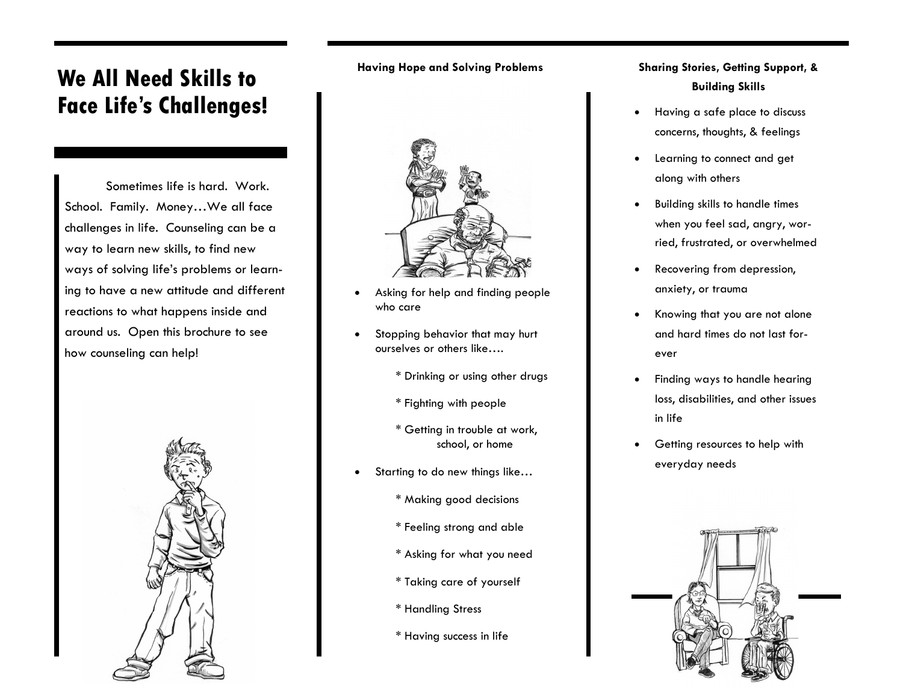# We All Need Skills to Face Life's Challenges!

Sometimes life is hard. Work. School. Family. Money…We all face challenges in life. Counseling can be a way to learn new skills, to find new ways of solving life's problems or learning to have a new attitude and different reactions to what happens inside and around us. Open this brochure to see how counseling can help!

**Having Hope and Solving Problems**

- Asking for help and finding people who care
- Stopping behavior that may hurt ourselves or others like….
  - * Drinking or using other drugs
  - * Fighting with people
  - * Getting in trouble at work, school, or home
- Starting to do new things like…
  - * Making good decisions
  - * Feeling strong and able
  - * Asking for what you need
  - * Taking care of yourself
  - * Handling Stress
  - * Having success in life

**Sharing Stories, Getting Support, & Building Skills**

- Having a safe place to discuss concerns, thoughts, & feelings
- Learning to connect and get along with others
- Building skills to handle times when you feel sad, angry, worried, frustrated, or overwhelmed
- Recovering from depression, anxiety, or trauma
- Knowing that you are not alone and hard times do not last forever
- Finding ways to handle hearing loss, disabilities, and other issues in life
- Getting resources to help with everyday needs